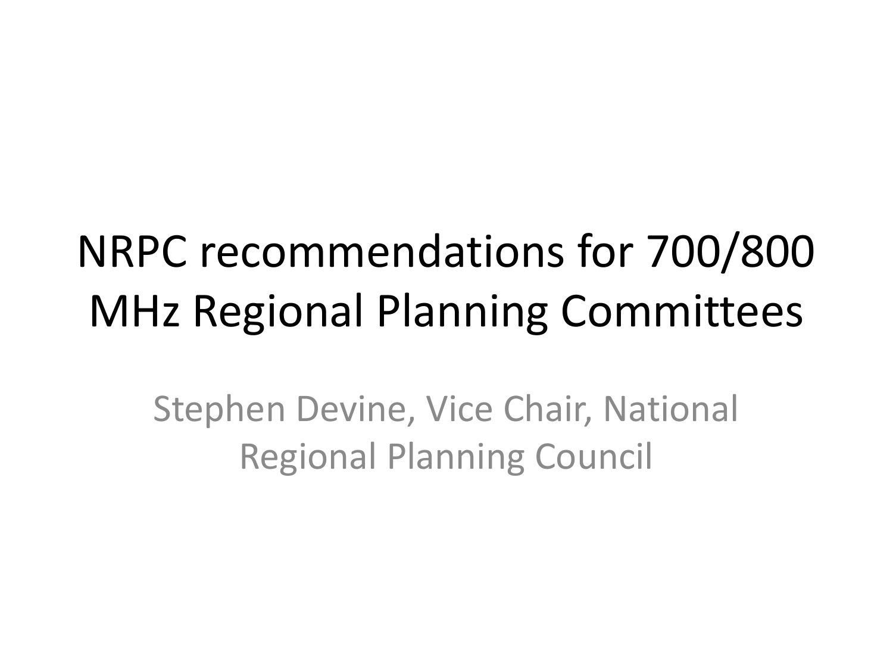# NRPC recommendations for 700/800 MHz Regional Planning Committees

Stephen Devine, Vice Chair, National Regional Planning Council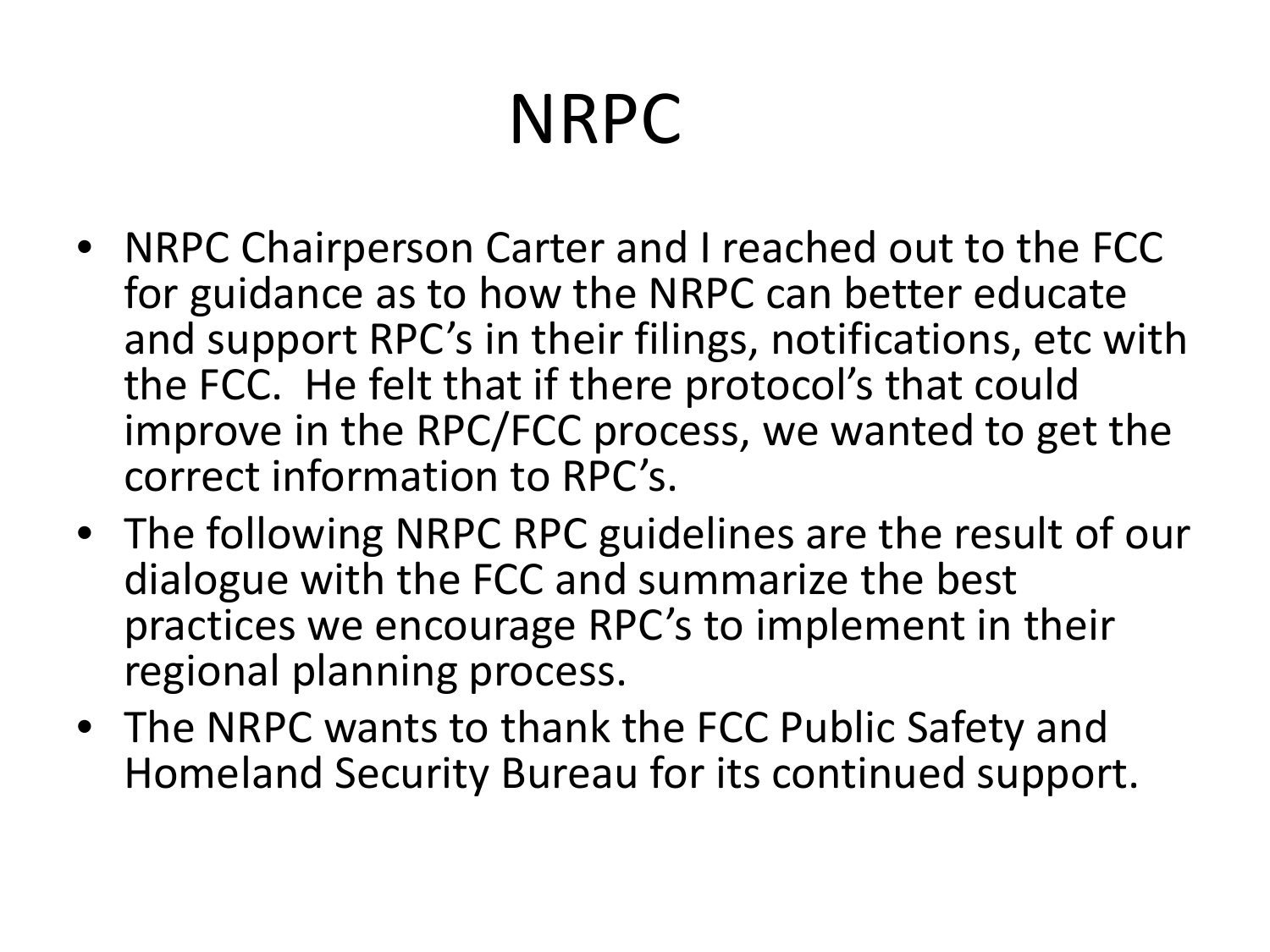# NRPC

- NRPC Chairperson Carter and I reached out to the FCC for guidance as to how the NRPC can better educate and support RPC's in their filings, notifications, etc with the FCC. He felt that if there protocol's that could improve in the RPC/FCC process, we wanted to get the correct information to RPC's.
- The following NRPC RPC guidelines are the result of our dialogue with the FCC and summarize the best practices we encourage RPC's to implement in their regional planning process.
- The NRPC wants to thank the FCC Public Safety and Homeland Security Bureau for its continued support.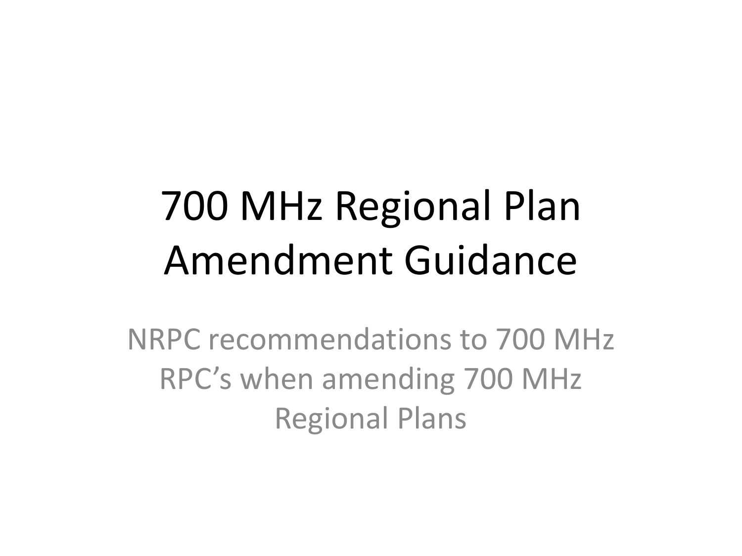# 700 MHz Regional Plan Amendment Guidance

NRPC recommendations to 700 MHz RPC's when amending 700 MHz Regional Plans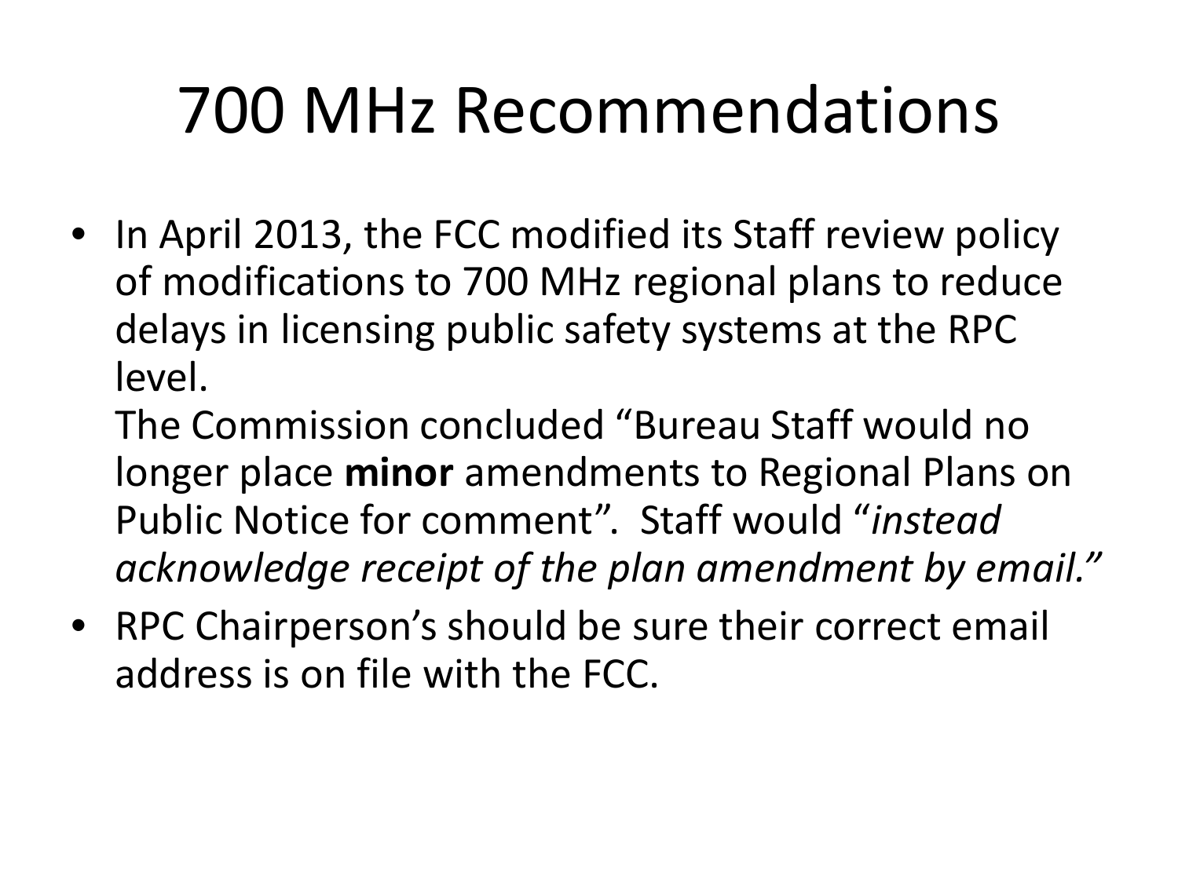# 700 MHz Recommendations

- In April 2013, the FCC modified its Staff review policy of modifications to 700 MHz regional plans to reduce delays in licensing public safety systems at the RPC level.
  The Commission concluded "Bureau Staff would no longer place **minor** amendments to Regional Plans on Public Notice for comment". Staff would "*instead acknowledge receipt of the plan amendment by email."*
- RPC Chairperson's should be sure their correct email address is on file with the FCC.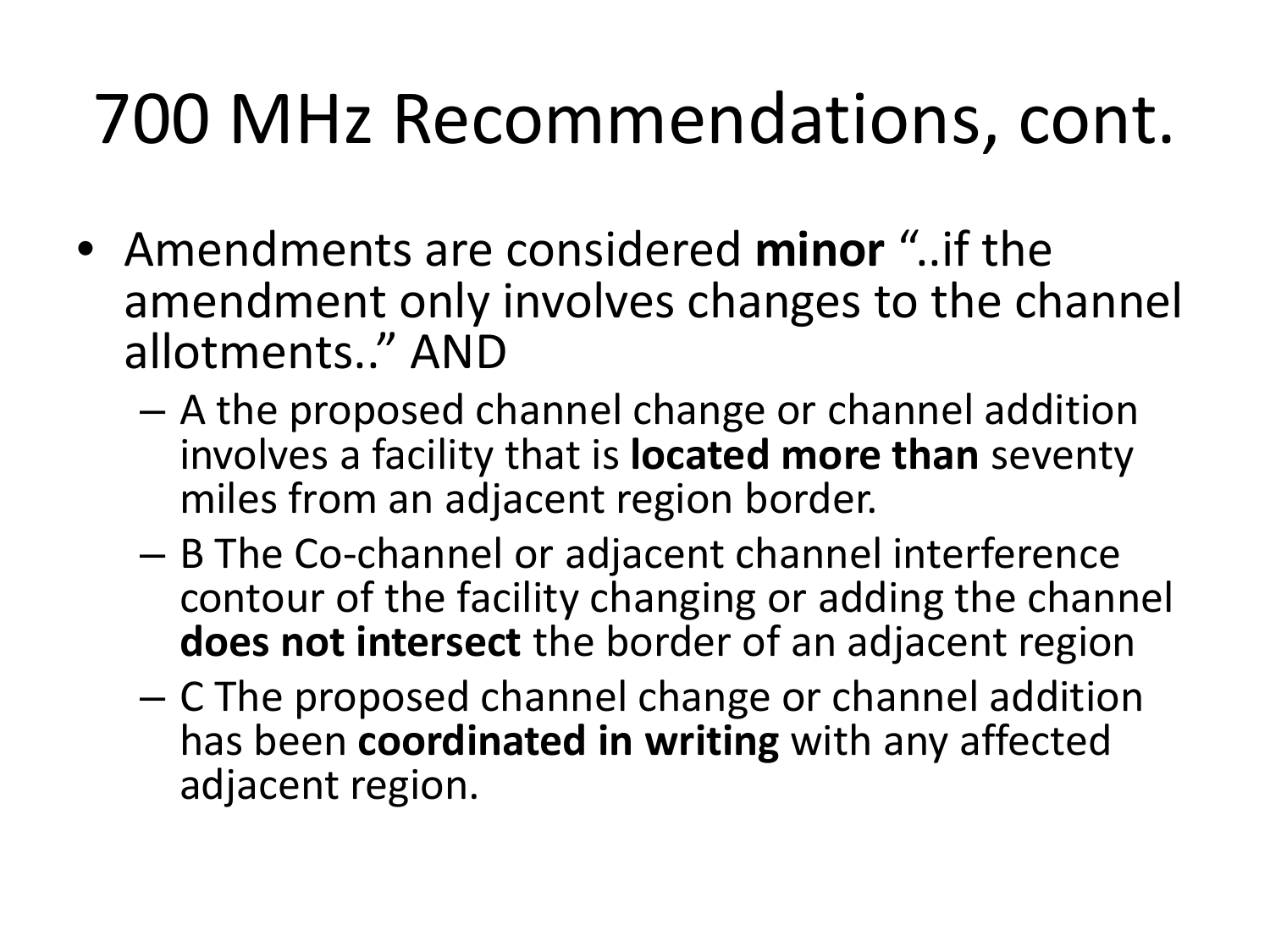# 700 MHz Recommendations, cont.

- Amendments are considered **minor** "..if the amendment only involves changes to the channel allotments.." AND
  - A the proposed channel change or channel addition involves a facility that is **located more than** seventy miles from an adjacent region border.
  - B The Co-channel or adjacent channel interference contour of the facility changing or adding the channel **does not intersect** the border of an adjacent region
  - C The proposed channel change or channel addition has been **coordinated in writing** with any affected adjacent region.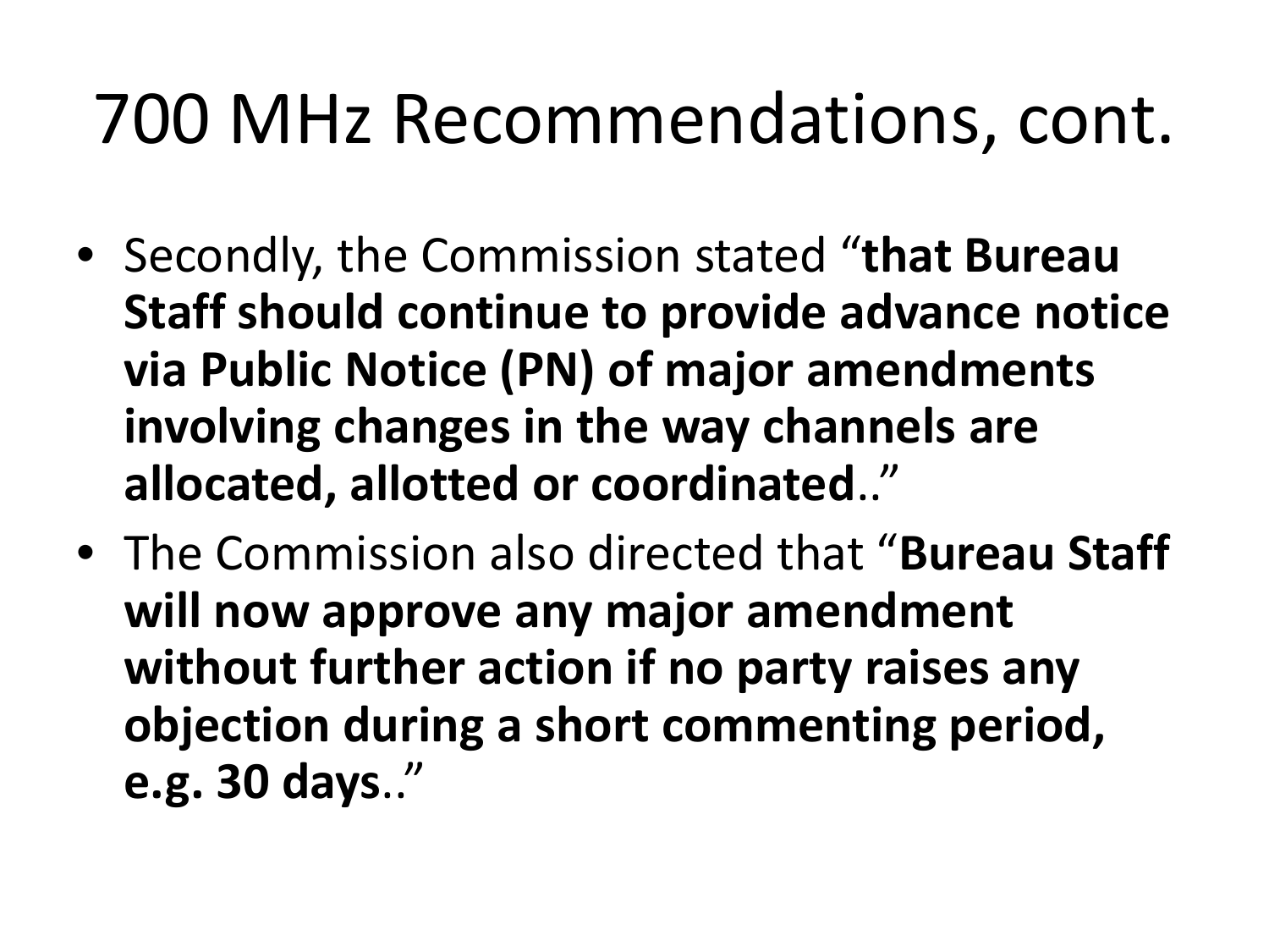# 700 MHz Recommendations, cont.

- Secondly, the Commission stated "**that Bureau Staff should continue to provide advance notice via Public Notice (PN) of major amendments involving changes in the way channels are allocated, allotted or coordinated**.."
- The Commission also directed that "**Bureau Staff will now approve any major amendment without further action if no party raises any objection during a short commenting period, e.g. 30 days**.."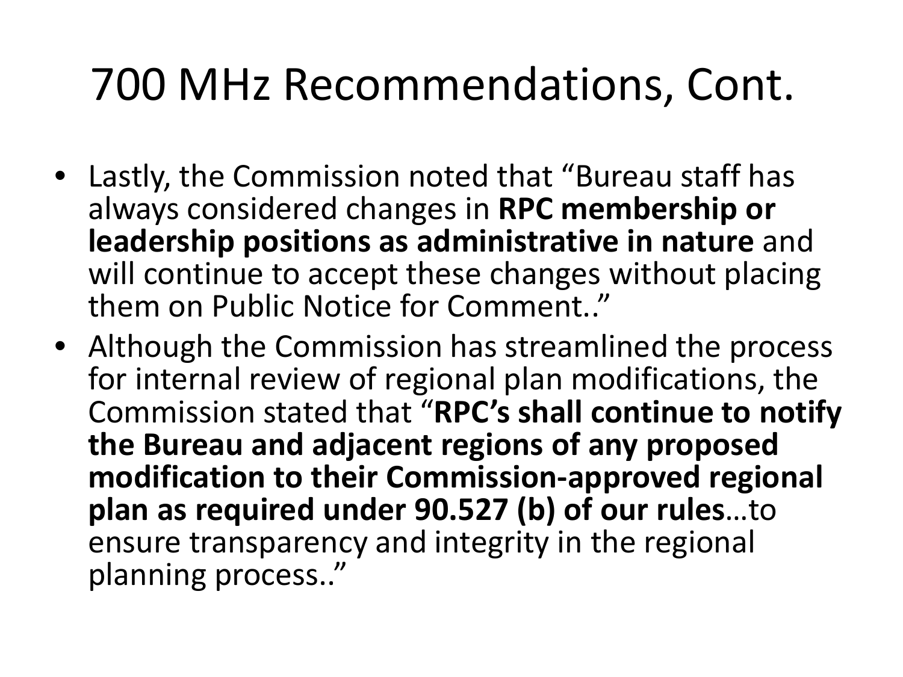# 700 MHz Recommendations, Cont.

- Lastly, the Commission noted that "Bureau staff has always considered changes in **RPC membership or leadership positions as administrative in nature** and will continue to accept these changes without placing them on Public Notice for Comment.."
- Although the Commission has streamlined the process for internal review of regional plan modifications, the Commission stated that "**RPC's shall continue to notify the Bureau and adjacent regions of any proposed modification to their Commission-approved regional plan as required under 90.527 (b) of our rules**…to ensure transparency and integrity in the regional planning process.."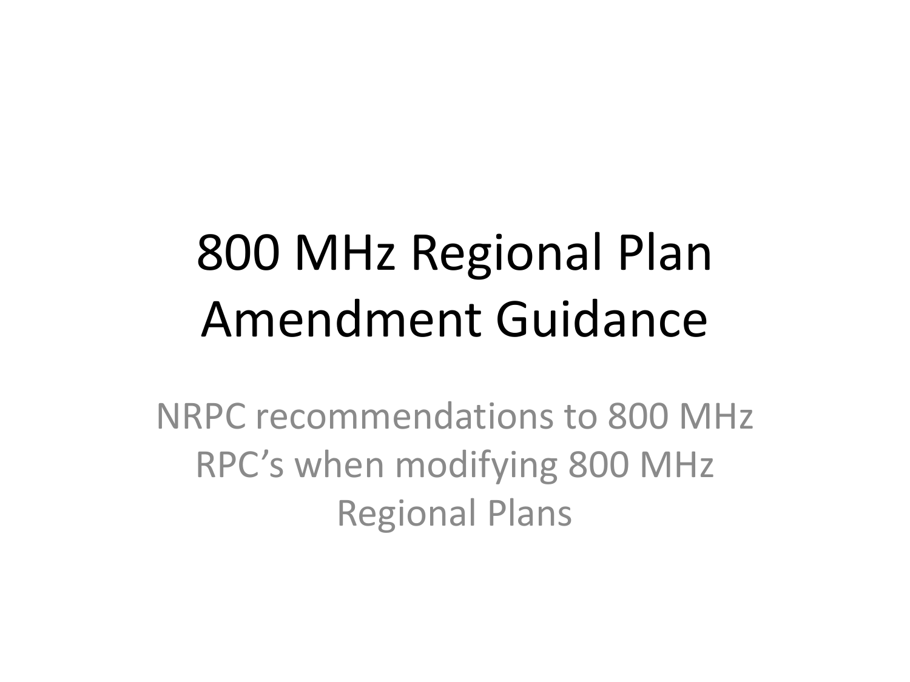# 800 MHz Regional Plan Amendment Guidance

NRPC recommendations to 800 MHz RPC's when modifying 800 MHz Regional Plans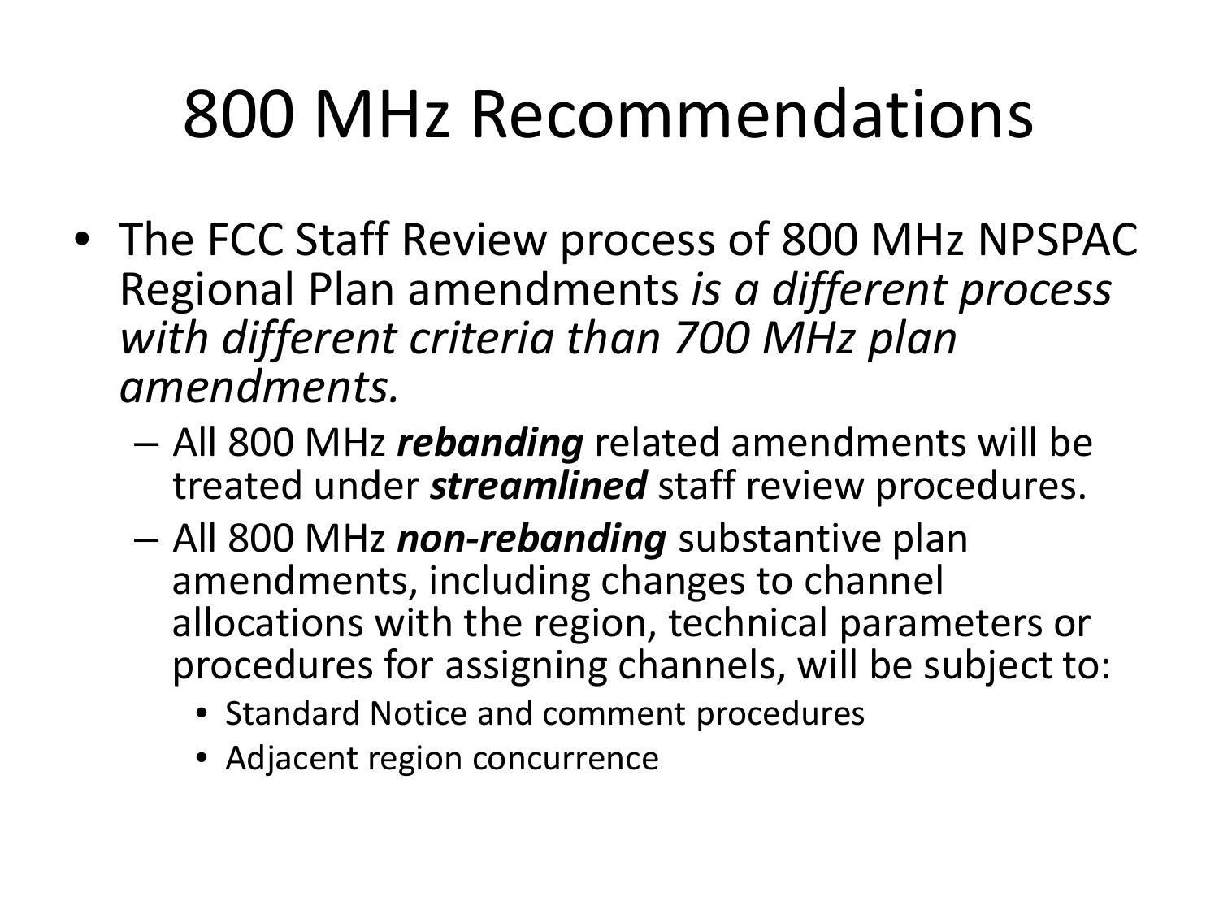# 800 MHz Recommendations

- The FCC Staff Review process of 800 MHz NPSPAC Regional Plan amendments *is a different process with different criteria than 700 MHz plan amendments.*
  - All 800 MHz ***rebanding*** related amendments will be treated under ***streamlined*** staff review procedures.
  - All 800 MHz ***non-rebanding*** substantive plan amendments, including changes to channel allocations with the region, technical parameters or procedures for assigning channels, will be subject to:
    - Standard Notice and comment procedures
    - Adjacent region concurrence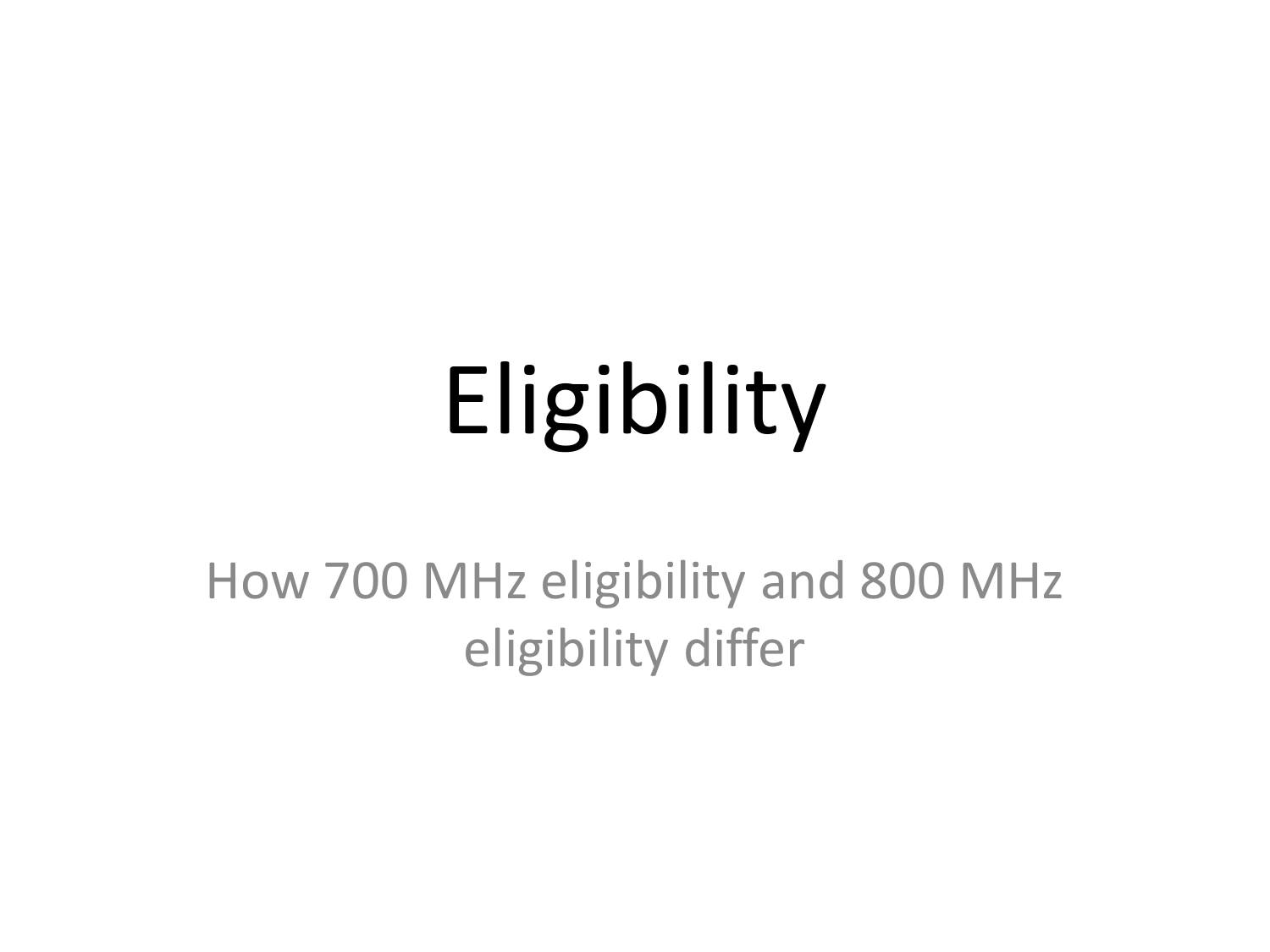# Eligibility

How 700 MHz eligibility and 800 MHz eligibility differ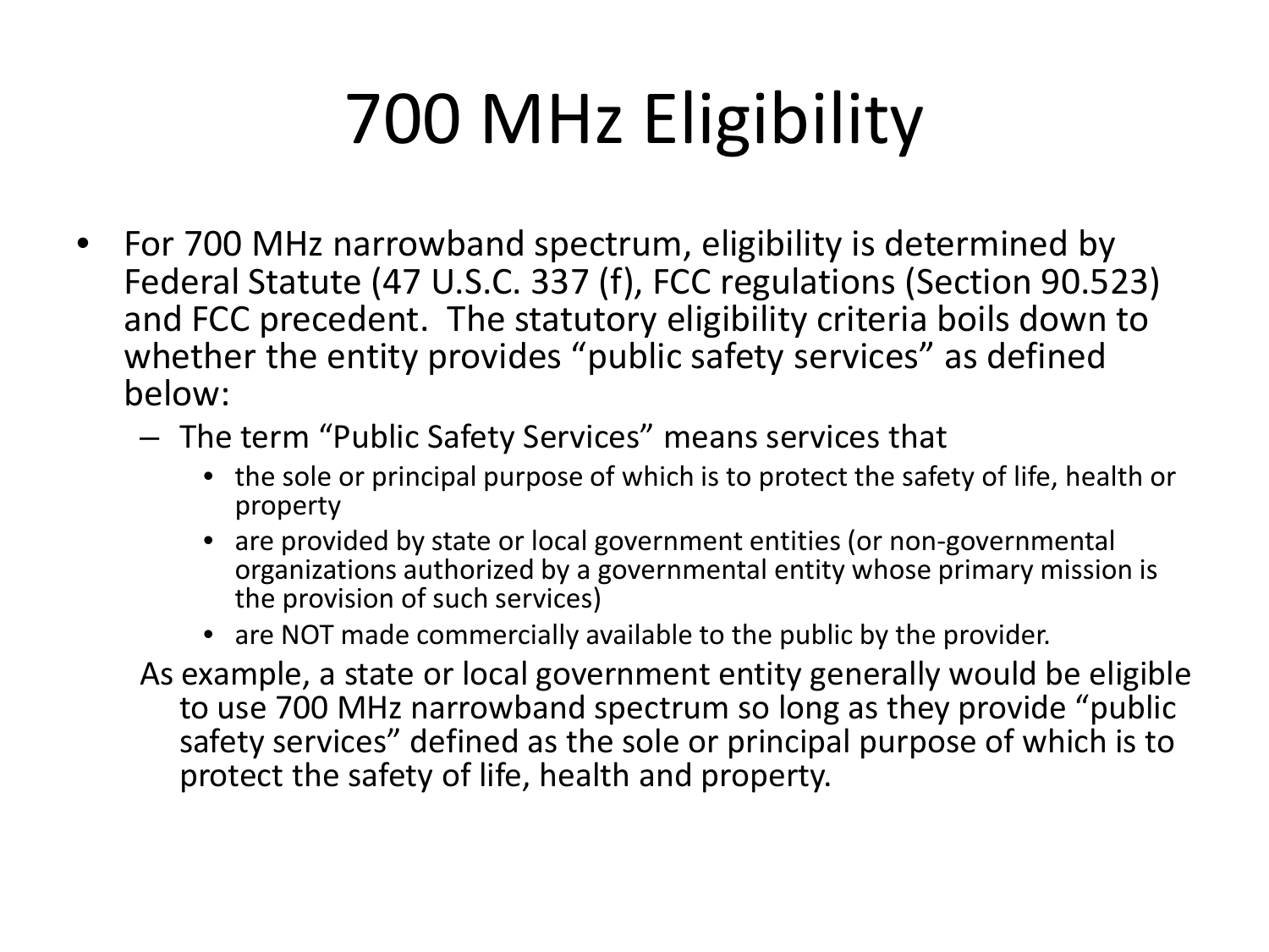# 700 MHz Eligibility

- For 700 MHz narrowband spectrum, eligibility is determined by Federal Statute (47 U.S.C. 337 (f), FCC regulations (Section 90.523) and FCC precedent. The statutory eligibility criteria boils down to whether the entity provides "public safety services" as defined below:
  - The term "Public Safety Services" means services that
    - the sole or principal purpose of which is to protect the safety of life, health or property
    - are provided by state or local government entities (or non-governmental organizations authorized by a governmental entity whose primary mission is the provision of such services)
    - are NOT made commercially available to the public by the provider.

  As example, a state or local government entity generally would be eligible to use 700 MHz narrowband spectrum so long as they provide "public safety services" defined as the sole or principal purpose of which is to protect the safety of life, health and property.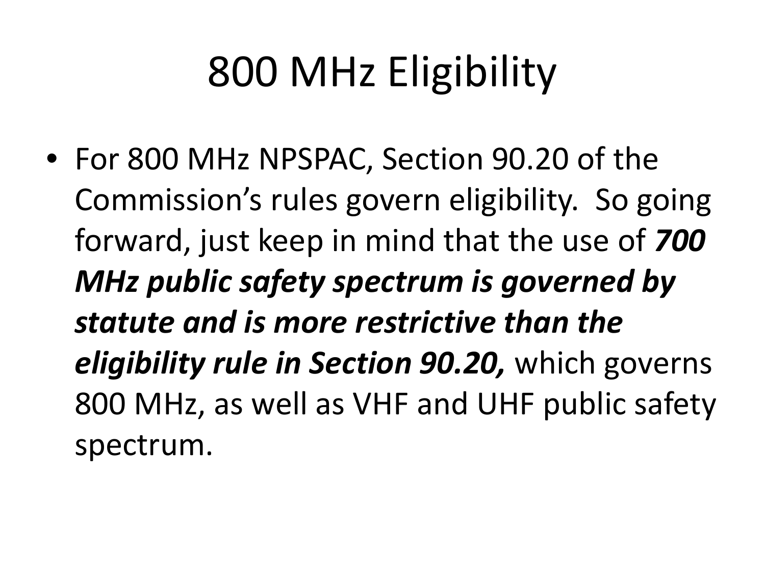# 800 MHz Eligibility

- For 800 MHz NPSPAC, Section 90.20 of the Commission's rules govern eligibility. So going forward, just keep in mind that the use of ***700 MHz public safety spectrum is governed by statute and is more restrictive than the eligibility rule in Section 90.20,*** which governs 800 MHz, as well as VHF and UHF public safety spectrum.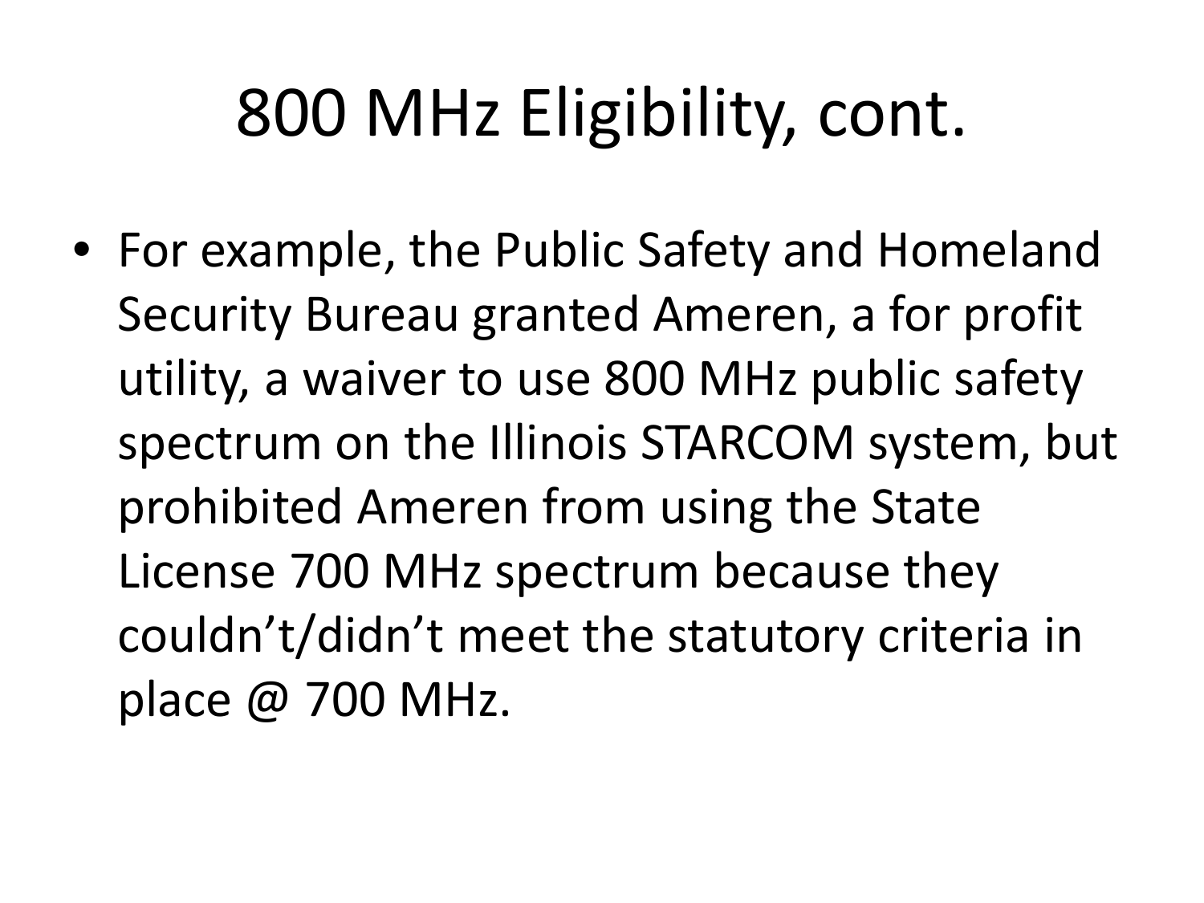# 800 MHz Eligibility, cont.

- For example, the Public Safety and Homeland Security Bureau granted Ameren, a for profit utility, a waiver to use 800 MHz public safety spectrum on the Illinois STARCOM system, but prohibited Ameren from using the State License 700 MHz spectrum because they couldn't/didn't meet the statutory criteria in place @ 700 MHz.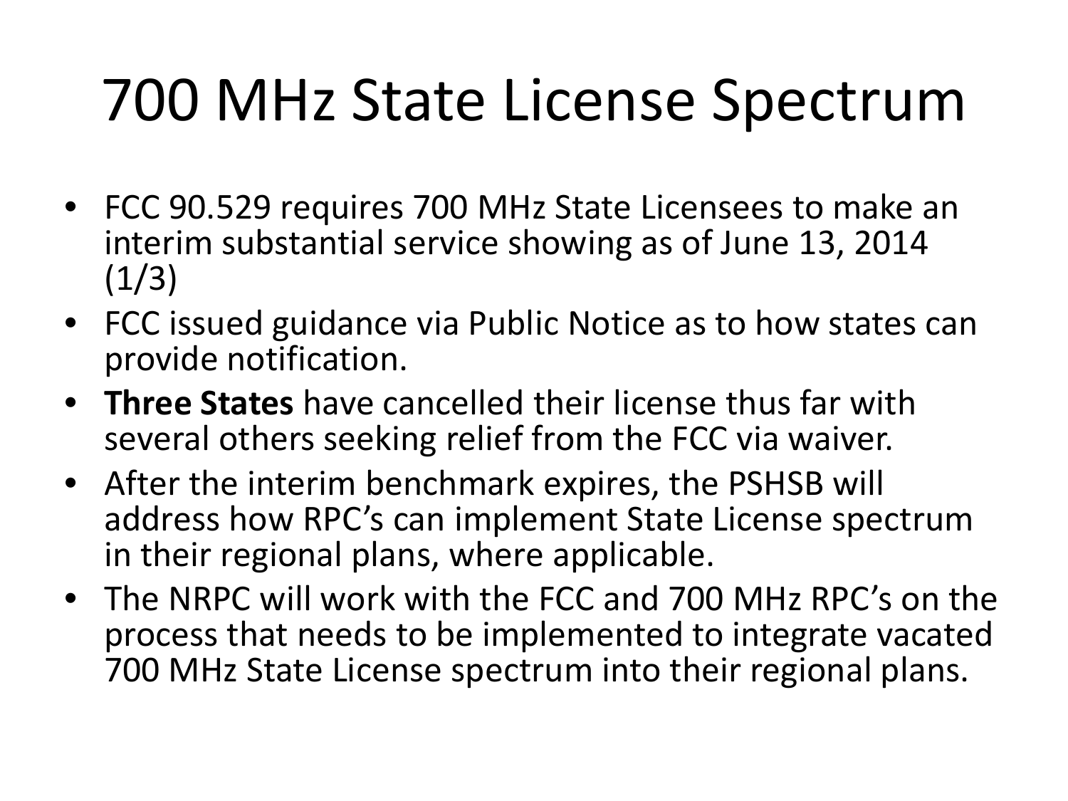# 700 MHz State License Spectrum

- FCC 90.529 requires 700 MHz State Licensees to make an interim substantial service showing as of June 13, 2014 (1/3)
- FCC issued guidance via Public Notice as to how states can provide notification.
- **Three States** have cancelled their license thus far with several others seeking relief from the FCC via waiver.
- After the interim benchmark expires, the PSHSB will address how RPC's can implement State License spectrum in their regional plans, where applicable.
- The NRPC will work with the FCC and 700 MHz RPC's on the process that needs to be implemented to integrate vacated 700 MHz State License spectrum into their regional plans.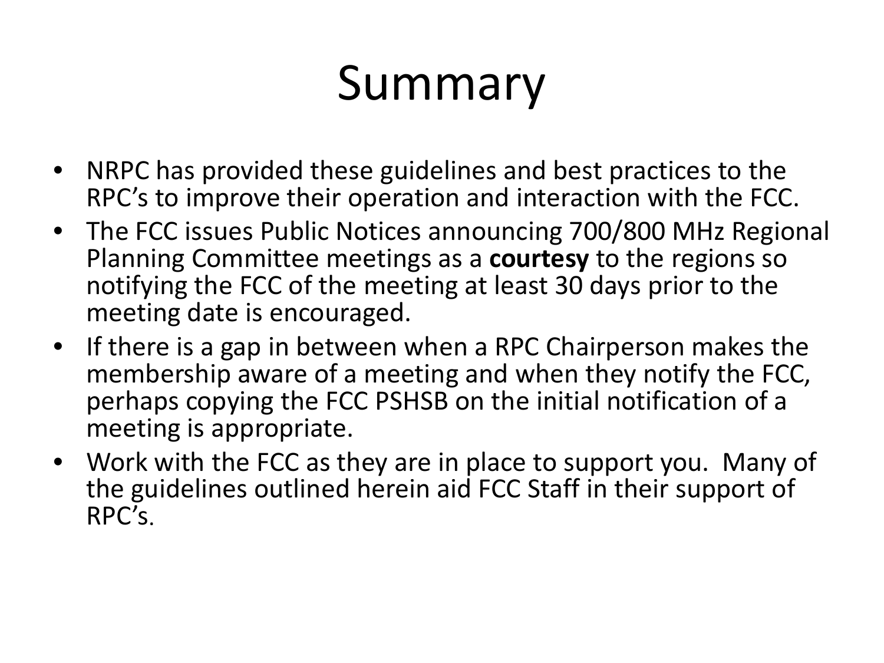# Summary

- NRPC has provided these guidelines and best practices to the RPC's to improve their operation and interaction with the FCC.
- The FCC issues Public Notices announcing 700/800 MHz Regional Planning Committee meetings as a **courtesy** to the regions so notifying the FCC of the meeting at least 30 days prior to the meeting date is encouraged.
- If there is a gap in between when a RPC Chairperson makes the membership aware of a meeting and when they notify the FCC, perhaps copying the FCC PSHSB on the initial notification of a meeting is appropriate.
- Work with the FCC as they are in place to support you. Many of the guidelines outlined herein aid FCC Staff in their support of RPC's.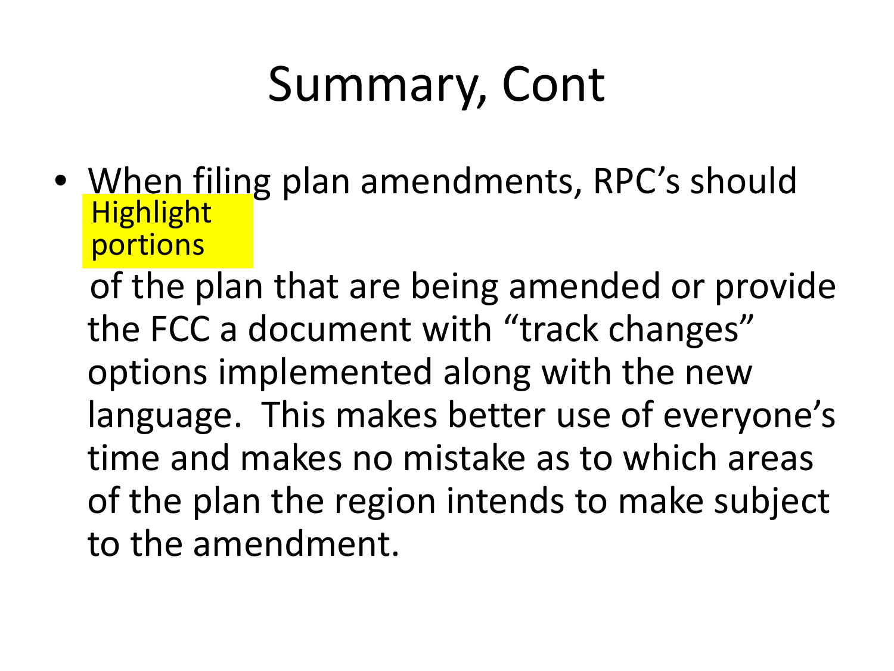# Summary, Cont

- When filing plan amendments, RPC's should Highlight portions of the plan that are being amended or provide the FCC a document with "track changes" options implemented along with the new language. This makes better use of everyone's time and makes no mistake as to which areas of the plan the region intends to make subject to the amendment.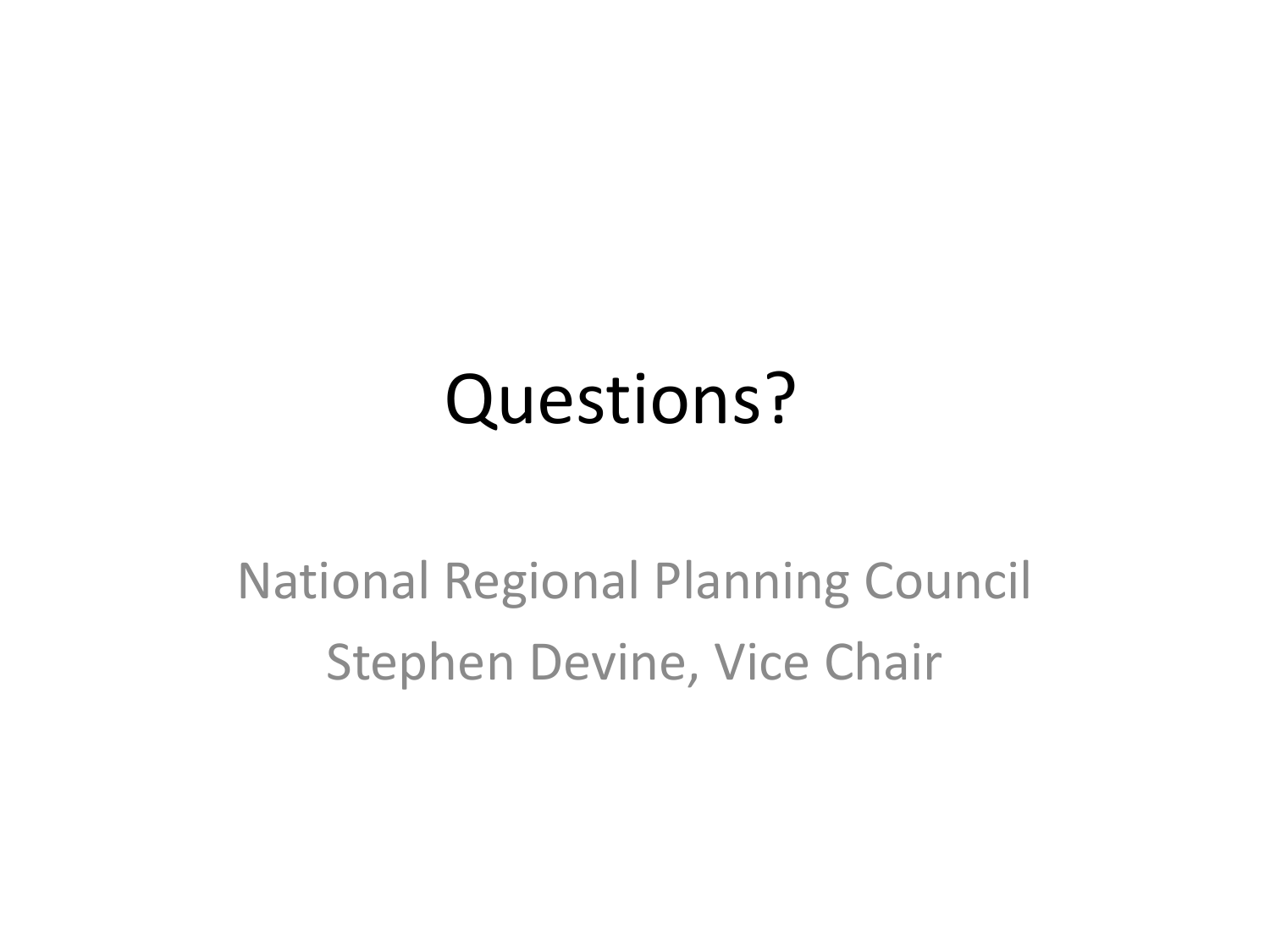# Questions?

National Regional Planning Council

Stephen Devine, Vice Chair